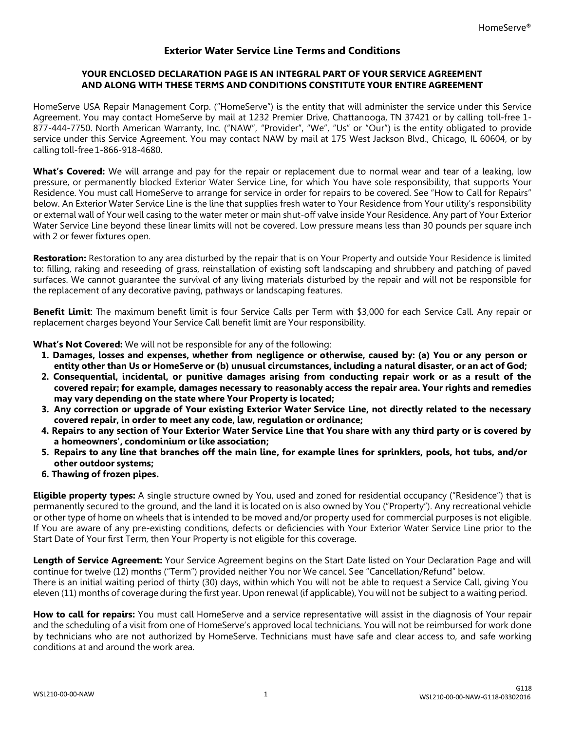# Exterior Water Service Line Terms and Conditions

**YOUR ENCLOSED DECLARATION PAGE IS AN INTEGRAL PART OF YOUR SERVICE AGREEMENT AND ALONG WITH THESE TERMS AND CONDITIONS CONSTITUTE YOUR ENTIRE AGREEMENT**

HomeServe USA Repair Management Corp. ("HomeServe") is the entity that will administer the service under this Service Agreement. You may contact HomeServe by mail at 1232 Premier Drive, Chattanooga, TN 37421 or by calling toll-free 1-877-444-7750. North American Warranty, Inc. ("NAW", "Provider", "We", "Us" or "Our") is the entity obligated to provide service under this Service Agreement. You may contact NAW by mail at 175 West Jackson Blvd., Chicago, IL 60604, or by calling toll-free 1-866-918-4680.

**What's Covered:** We will arrange and pay for the repair or replacement due to normal wear and tear of a leaking, low pressure, or permanently blocked Exterior Water Service Line, for which You have sole responsibility, that supports Your Residence. You must call HomeServe to arrange for service in order for repairs to be covered. See "How to Call for Repairs" below. An Exterior Water Service Line is the line that supplies fresh water to Your Residence from Your utility's responsibility or external wall of Your well casing to the water meter or main shut-off valve inside Your Residence. Any part of Your Exterior Water Service Line beyond these linear limits will not be covered. Low pressure means less than 30 pounds per square inch with 2 or fewer fixtures open.

**Restoration:** Restoration to any area disturbed by the repair that is on Your Property and outside Your Residence is limited to: filling, raking and reseeding of grass, reinstallation of existing soft landscaping and shrubbery and patching of paved surfaces. We cannot guarantee the survival of any living materials disturbed by the repair and will not be responsible for the replacement of any decorative paving, pathways or landscaping features.

**Benefit Limit**: The maximum benefit limit is four Service Calls per Term with $3,000 for each Service Call. Any repair or replacement charges beyond Your Service Call benefit limit are Your responsibility.

**What's Not Covered:** We will not be responsible for any of the following:

1. **Damages, losses and expenses, whether from negligence or otherwise, caused by: (a) You or any person or entity other than Us or HomeServe or (b) unusual circumstances, including a natural disaster, or an act of God;**
2. **Consequential, incidental, or punitive damages arising from conducting repair work or as a result of the covered repair; for example, damages necessary to reasonably access the repair area. Your rights and remedies may vary depending on the state where Your Property is located;**
3. **Any correction or upgrade of Your existing Exterior Water Service Line, not directly related to the necessary covered repair, in order to meet any code, law, regulation or ordinance;**
4. **Repairs to any section of Your Exterior Water Service Line that You share with any third party or is covered by a homeowners', condominium or like association;**
5. **Repairs to any line that branches off the main line, for example lines for sprinklers, pools, hot tubs, and/or other outdoor systems;**
6. **Thawing of frozen pipes.**

**Eligible property types:** A single structure owned by You, used and zoned for residential occupancy ("Residence") that is permanently secured to the ground, and the land it is located on is also owned by You ("Property"). Any recreational vehicle or other type of home on wheels that is intended to be moved and/or property used for commercial purposes is not eligible. If You are aware of any pre-existing conditions, defects or deficiencies with Your Exterior Water Service Line prior to the Start Date of Your first Term, then Your Property is not eligible for this coverage.

**Length of Service Agreement:** Your Service Agreement begins on the Start Date listed on Your Declaration Page and will continue for twelve (12) months ("Term") provided neither You nor We cancel. See "Cancellation/Refund" below.
There is an initial waiting period of thirty (30) days, within which You will not be able to request a Service Call, giving You eleven (11) months of coverage during the first year. Upon renewal (if applicable), You will not be subject to a waiting period.

**How to call for repairs:** You must call HomeServe and a service representative will assist in the diagnosis of Your repair and the scheduling of a visit from one of HomeServe's approved local technicians. You will not be reimbursed for work done by technicians who are not authorized by HomeServe. Technicians must have safe and clear access to, and safe working conditions at and around the work area.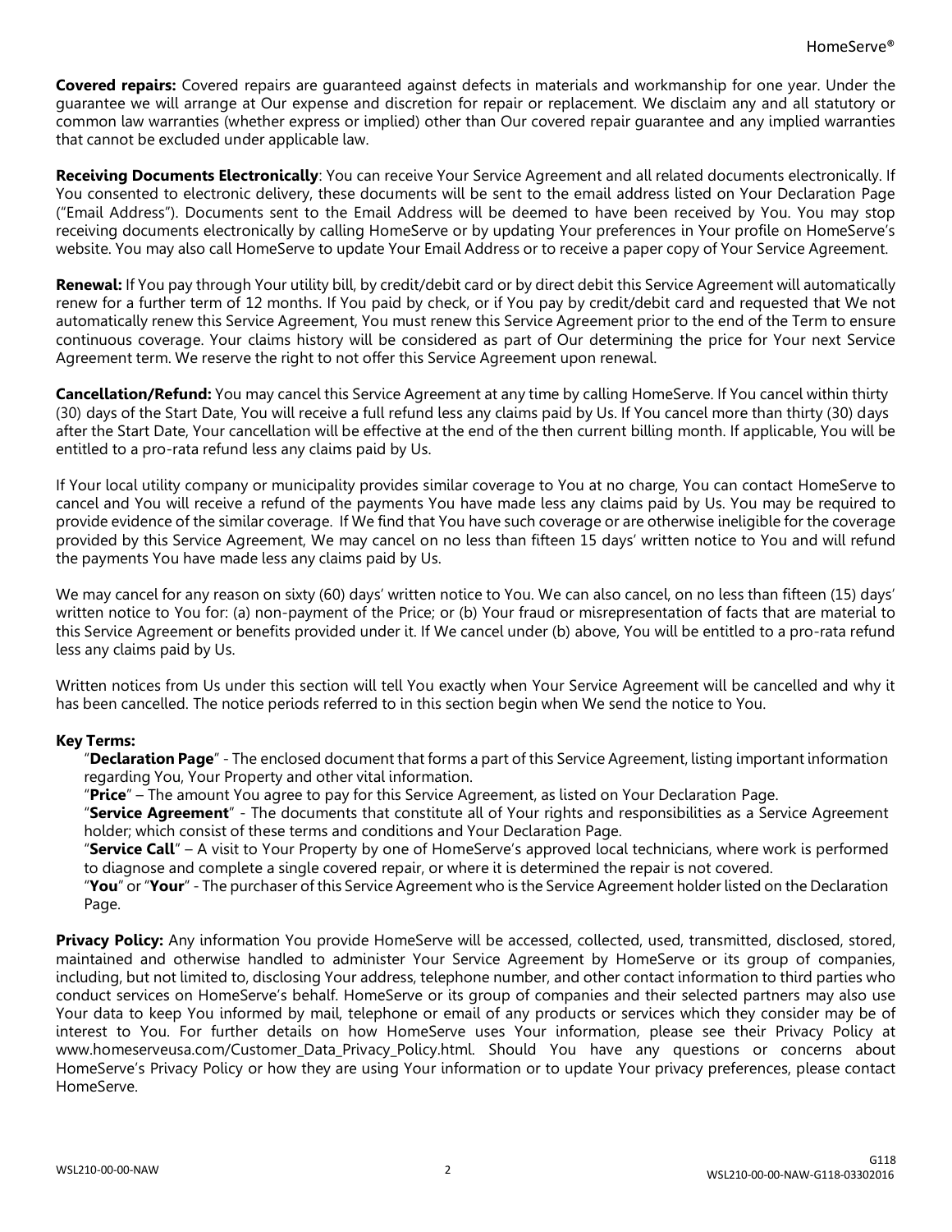**Covered repairs:** Covered repairs are guaranteed against defects in materials and workmanship for one year. Under the guarantee we will arrange at Our expense and discretion for repair or replacement. We disclaim any and all statutory or common law warranties (whether express or implied) other than Our covered repair guarantee and any implied warranties that cannot be excluded under applicable law.

**Receiving Documents Electronically**: You can receive Your Service Agreement and all related documents electronically. If You consented to electronic delivery, these documents will be sent to the email address listed on Your Declaration Page ("Email Address"). Documents sent to the Email Address will be deemed to have been received by You. You may stop receiving documents electronically by calling HomeServe or by updating Your preferences in Your profile on HomeServe's website. You may also call HomeServe to update Your Email Address or to receive a paper copy of Your Service Agreement.

**Renewal:** If You pay through Your utility bill, by credit/debit card or by direct debit this Service Agreement will automatically renew for a further term of 12 months. If You paid by check, or if You pay by credit/debit card and requested that We not automatically renew this Service Agreement, You must renew this Service Agreement prior to the end of the Term to ensure continuous coverage. Your claims history will be considered as part of Our determining the price for Your next Service Agreement term. We reserve the right to not offer this Service Agreement upon renewal.

**Cancellation/Refund:** You may cancel this Service Agreement at any time by calling HomeServe. If You cancel within thirty (30) days of the Start Date, You will receive a full refund less any claims paid by Us. If You cancel more than thirty (30) days after the Start Date, Your cancellation will be effective at the end of the then current billing month. If applicable, You will be entitled to a pro-rata refund less any claims paid by Us.

If Your local utility company or municipality provides similar coverage to You at no charge, You can contact HomeServe to cancel and You will receive a refund of the payments You have made less any claims paid by Us. You may be required to provide evidence of the similar coverage. If We find that You have such coverage or are otherwise ineligible for the coverage provided by this Service Agreement, We may cancel on no less than fifteen 15 days' written notice to You and will refund the payments You have made less any claims paid by Us.

We may cancel for any reason on sixty (60) days' written notice to You. We can also cancel, on no less than fifteen (15) days' written notice to You for: (a) non-payment of the Price; or (b) Your fraud or misrepresentation of facts that are material to this Service Agreement or benefits provided under it. If We cancel under (b) above, You will be entitled to a pro-rata refund less any claims paid by Us.

Written notices from Us under this section will tell You exactly when Your Service Agreement will be cancelled and why it has been cancelled. The notice periods referred to in this section begin when We send the notice to You.

**Key Terms:**

"**Declaration Page**" - The enclosed document that forms a part of this Service Agreement, listing important information regarding You, Your Property and other vital information.

"**Price**" – The amount You agree to pay for this Service Agreement, as listed on Your Declaration Page.

"**Service Agreement**" - The documents that constitute all of Your rights and responsibilities as a Service Agreement holder; which consist of these terms and conditions and Your Declaration Page.

"**Service Call**" – A visit to Your Property by one of HomeServe's approved local technicians, where work is performed to diagnose and complete a single covered repair, or where it is determined the repair is not covered.

"**You**" or "**Your**" - The purchaser of this Service Agreement who is the Service Agreement holder listed on the Declaration Page.

**Privacy Policy:** Any information You provide HomeServe will be accessed, collected, used, transmitted, disclosed, stored, maintained and otherwise handled to administer Your Service Agreement by HomeServe or its group of companies, including, but not limited to, disclosing Your address, telephone number, and other contact information to third parties who conduct services on HomeServe's behalf. HomeServe or its group of companies and their selected partners may also use Your data to keep You informed by mail, telephone or email of any products or services which they consider may be of interest to You. For further details on how HomeServe uses Your information, please see their Privacy Policy at www.homeserveusa.com/Customer_Data_Privacy_Policy.html. Should You have any questions or concerns about HomeServe's Privacy Policy or how they are using Your information or to update Your privacy preferences, please contact HomeServe.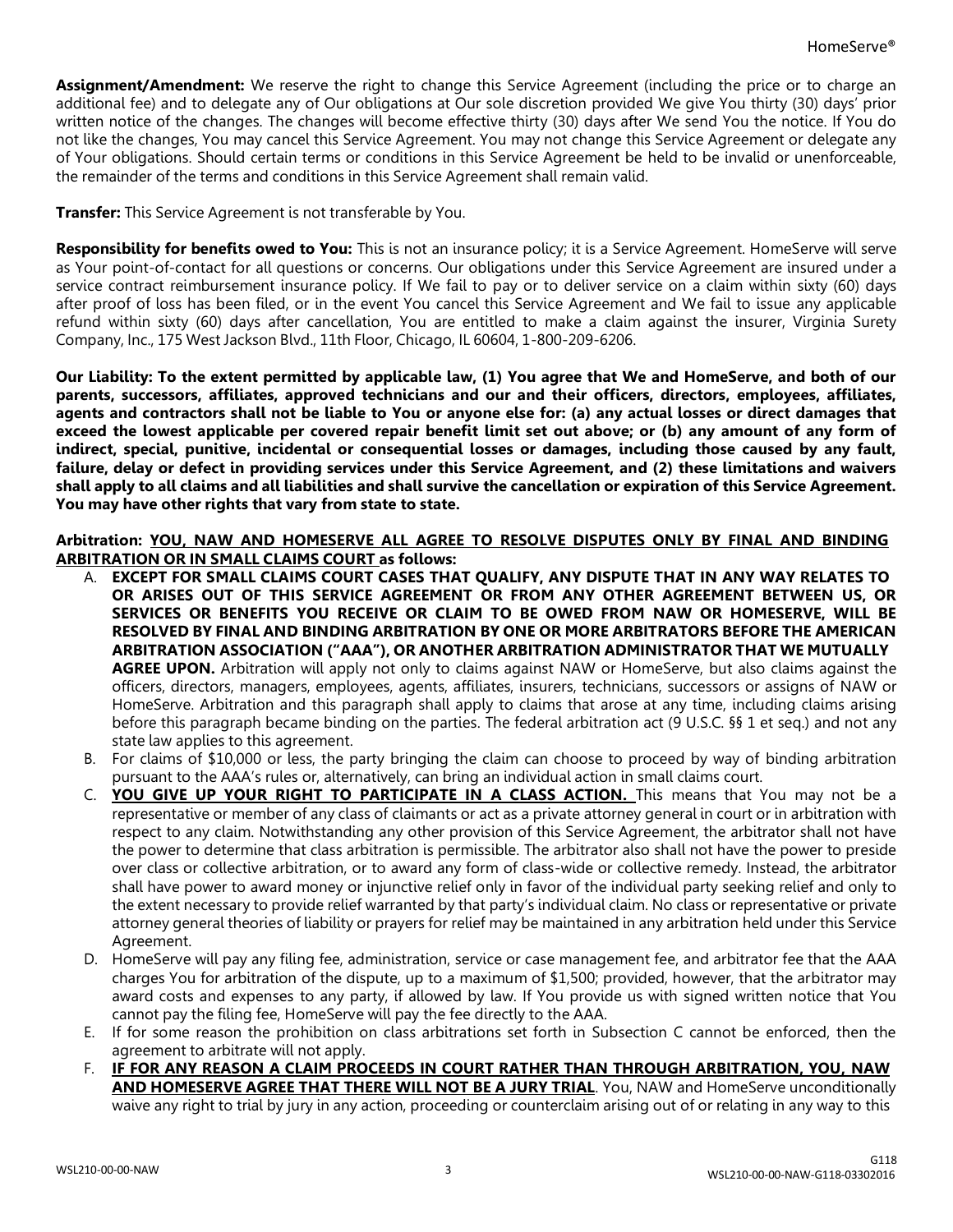**Assignment/Amendment:** We reserve the right to change this Service Agreement (including the price or to charge an additional fee) and to delegate any of Our obligations at Our sole discretion provided We give You thirty (30) days' prior written notice of the changes. The changes will become effective thirty (30) days after We send You the notice. If You do not like the changes, You may cancel this Service Agreement. You may not change this Service Agreement or delegate any of Your obligations. Should certain terms or conditions in this Service Agreement be held to be invalid or unenforceable, the remainder of the terms and conditions in this Service Agreement shall remain valid.

**Transfer:** This Service Agreement is not transferable by You.

**Responsibility for benefits owed to You:** This is not an insurance policy; it is a Service Agreement. HomeServe will serve as Your point-of-contact for all questions or concerns. Our obligations under this Service Agreement are insured under a service contract reimbursement insurance policy. If We fail to pay or to deliver service on a claim within sixty (60) days after proof of loss has been filed, or in the event You cancel this Service Agreement and We fail to issue any applicable refund within sixty (60) days after cancellation, You are entitled to make a claim against the insurer, Virginia Surety Company, Inc., 175 West Jackson Blvd., 11th Floor, Chicago, IL 60604, 1-800-209-6206.

**Our Liability: To the extent permitted by applicable law, (1) You agree that We and HomeServe, and both of our parents, successors, affiliates, approved technicians and our and their officers, directors, employees, affiliates, agents and contractors shall not be liable to You or anyone else for: (a) any actual losses or direct damages that exceed the lowest applicable per covered repair benefit limit set out above; or (b) any amount of any form of indirect, special, punitive, incidental or consequential losses or damages, including those caused by any fault, failure, delay or defect in providing services under this Service Agreement, and (2) these limitations and waivers shall apply to all claims and all liabilities and shall survive the cancellation or expiration of this Service Agreement. You may have other rights that vary from state to state.**

**Arbitration: <u>YOU, NAW AND HOMESERVE ALL AGREE TO RESOLVE DISPUTES ONLY BY FINAL AND BINDING ARBITRATION OR IN SMALL CLAIMS COURT</u> as follows:**

A. **EXCEPT FOR SMALL CLAIMS COURT CASES THAT QUALIFY, ANY DISPUTE THAT IN ANY WAY RELATES TO OR ARISES OUT OF THIS SERVICE AGREEMENT OR FROM ANY OTHER AGREEMENT BETWEEN US, OR SERVICES OR BENEFITS YOU RECEIVE OR CLAIM TO BE OWED FROM NAW OR HOMESERVE, WILL BE RESOLVED BY FINAL AND BINDING ARBITRATION BY ONE OR MORE ARBITRATORS BEFORE THE AMERICAN ARBITRATION ASSOCIATION ("AAA"), OR ANOTHER ARBITRATION ADMINISTRATOR THAT WE MUTUALLY AGREE UPON.** Arbitration will apply not only to claims against NAW or HomeServe, but also claims against the officers, directors, managers, employees, agents, affiliates, insurers, technicians, successors or assigns of NAW or HomeServe. Arbitration and this paragraph shall apply to claims that arose at any time, including claims arising before this paragraph became binding on the parties. The federal arbitration act (9 U.S.C. §§ 1 et seq.) and not any state law applies to this agreement.

B. For claims of $10,000 or less, the party bringing the claim can choose to proceed by way of binding arbitration pursuant to the AAA's rules or, alternatively, can bring an individual action in small claims court.

C. **<u>YOU GIVE UP YOUR RIGHT TO PARTICIPATE IN A CLASS ACTION.</u>** This means that You may not be a representative or member of any class of claimants or act as a private attorney general in court or in arbitration with respect to any claim. Notwithstanding any other provision of this Service Agreement, the arbitrator shall not have the power to determine that class arbitration is permissible. The arbitrator also shall not have the power to preside over class or collective arbitration, or to award any form of class-wide or collective remedy. Instead, the arbitrator shall have power to award money or injunctive relief only in favor of the individual party seeking relief and only to the extent necessary to provide relief warranted by that party's individual claim. No class or representative or private attorney general theories of liability or prayers for relief may be maintained in any arbitration held under this Service Agreement.

D. HomeServe will pay any filing fee, administration, service or case management fee, and arbitrator fee that the AAA charges You for arbitration of the dispute, up to a maximum of $1,500; provided, however, that the arbitrator may award costs and expenses to any party, if allowed by law. If You provide us with signed written notice that You cannot pay the filing fee, HomeServe will pay the fee directly to the AAA.

E. If for some reason the prohibition on class arbitrations set forth in Subsection C cannot be enforced, then the agreement to arbitrate will not apply.

F. **<u>IF FOR ANY REASON A CLAIM PROCEEDS IN COURT RATHER THAN THROUGH ARBITRATION, YOU, NAW AND HOMESERVE AGREE THAT THERE WILL NOT BE A JURY TRIAL</u>**. You, NAW and HomeServe unconditionally waive any right to trial by jury in any action, proceeding or counterclaim arising out of or relating in any way to this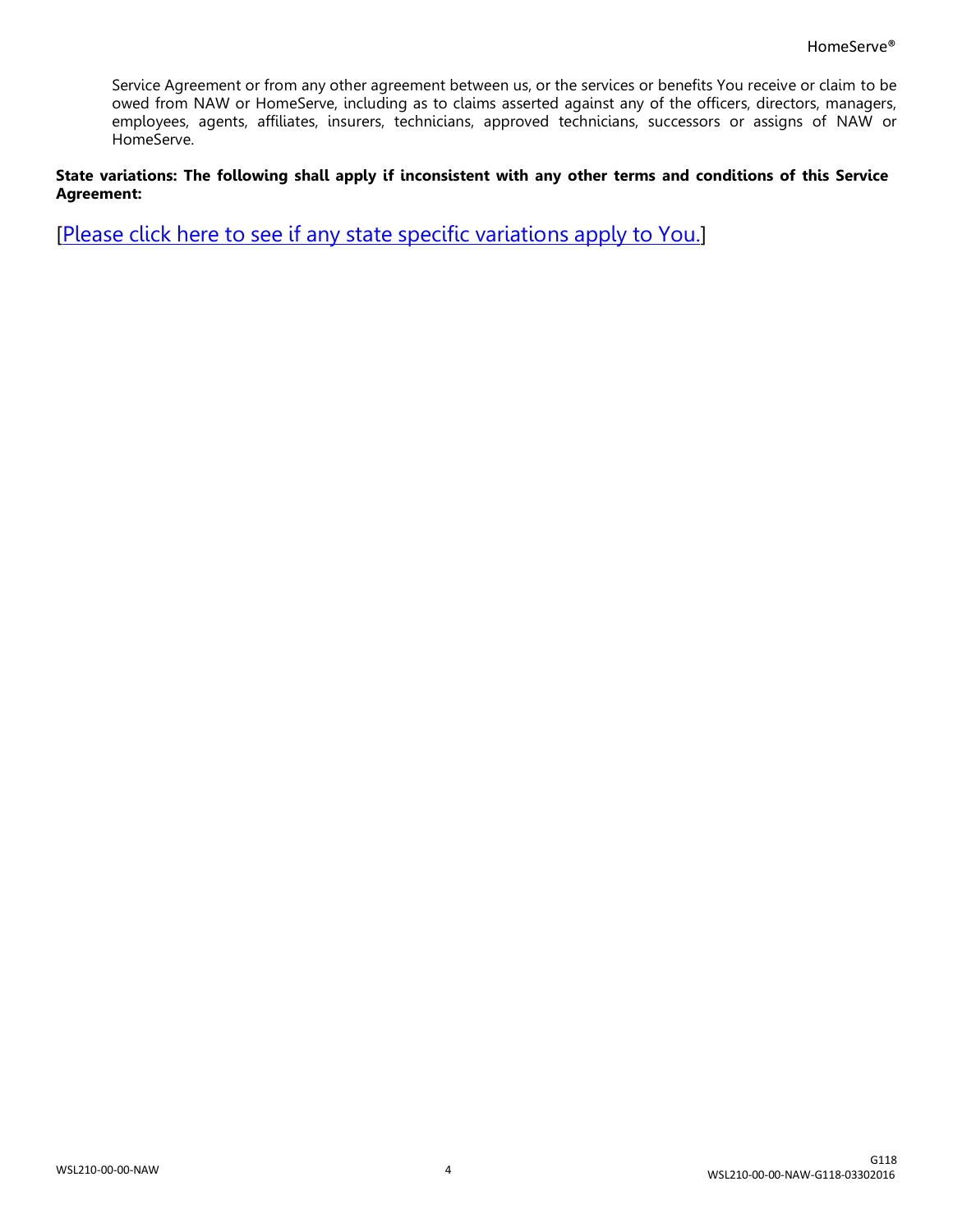Service Agreement or from any other agreement between us, or the services or benefits You receive or claim to be owed from NAW or HomeServe, including as to claims asserted against any of the officers, directors, managers, employees, agents, affiliates, insurers, technicians, approved technicians, successors or assigns of NAW or HomeServe.

**State variations: The following shall apply if inconsistent with any other terms and conditions of this Service Agreement:**

[Please click here to see if any state specific variations apply to You.]